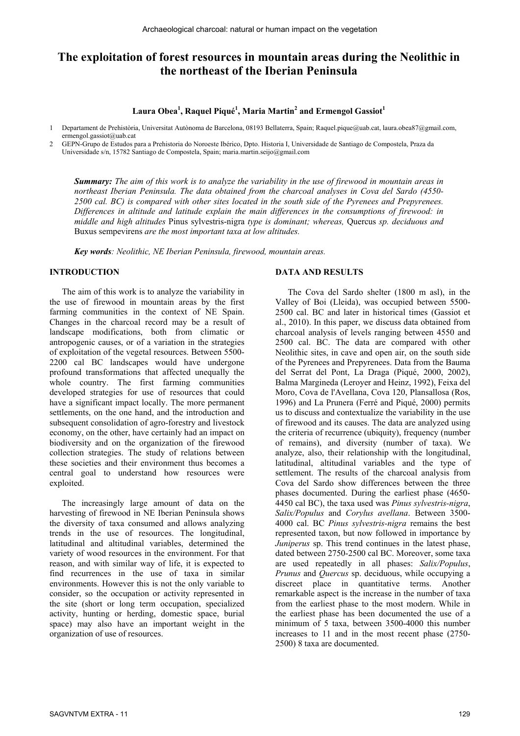# The exploitation of forest resources in mountain areas during the Neolithic in the northeast of the Iberian Peninsula

**Laura Obea[1], Raquel Piqué[1], Maria Martin[2] and Ermengol Gassiot[1]**

1 Departament de Prehistòria, Universitat Autònoma de Barcelona, 08193 Bellaterra, Spain; Raquel.pique@uab.cat, laura.obea87@gmail.com, ermengol.gassiot@uab.cat

2 GEPN-Grupo de Estudos para a Prehistoria do Noroeste Ibérico, Dpto. Historia I, Universidade de Santiago de Compostela, Praza da Universidade s/n, 15782 Santiago de Compostela, Spain; maria.martin.seijo@gmail.com

***Summary:*** *The aim of this work is to analyze the variability in the use of firewood in mountain areas in northeast Iberian Peninsula. The data obtained from the charcoal analyses in Cova del Sardo (4550-2500 cal. BC) is compared with other sites located in the south side of the Pyrenees and Prepyrenees. Differences in altitude and latitude explain the main differences in the consumptions of firewood: in middle and high altitudes* Pinus sylvestris-nigra *type is dominant; whereas,* Quercus *sp. deciduous and* Buxus sempevirens *are the most important taxa at low altitudes.*

***Key words****: Neolithic, NE Iberian Peninsula, firewood, mountain areas.*

## INTRODUCTION

The aim of this work is to analyze the variability in the use of firewood in mountain areas by the first farming communities in the context of NE Spain. Changes in the charcoal record may be a result of landscape modifications, both from climatic or antropogenic causes, or of a variation in the strategies of exploitation of the vegetal resources. Between 5500-2200 cal BC landscapes would have undergone profound transformations that affected unequally the whole country. The first farming communities developed strategies for use of resources that could have a significant impact locally. The more permanent settlements, on the one hand, and the introduction and subsequent consolidation of agro-forestry and livestock economy, on the other, have certainly had an impact on biodiversity and on the organization of the firewood collection strategies. The study of relations between these societies and their environment thus becomes a central goal to understand how resources were exploited.

The increasingly large amount of data on the harvesting of firewood in NE Iberian Peninsula shows the diversity of taxa consumed and allows analyzing trends in the use of resources. The longitudinal, latitudinal and altitudinal variables, determined the variety of wood resources in the environment. For that reason, and with similar way of life, it is expected to find recurrences in the use of taxa in similar environments. However this is not the only variable to consider, so the occupation or activity represented in the site (short or long term occupation, specialized activity, hunting or herding, domestic space, burial space) may also have an important weight in the organization of use of resources.

## DATA AND RESULTS

The Cova del Sardo shelter (1800 m asl), in the Valley of Boi (Lleida), was occupied between 5500-2500 cal. BC and later in historical times (Gassiot et al., 2010). In this paper, we discuss data obtained from charcoal analysis of levels ranging between 4550 and 2500 cal. BC. The data are compared with other Neolithic sites, in cave and open air, on the south side of the Pyrenees and Prepyrenees. Data from the Bauma del Serrat del Pont, La Draga (Piqué, 2000, 2002), Balma Margineda (Leroyer and Heinz, 1992), Feixa del Moro, Cova de l'Avellana, Cova 120, Plansallosa (Ros, 1996) and La Prunera (Ferré and Piqué, 2000) permits us to discuss and contextualize the variability in the use of firewood and its causes. The data are analyzed using the criteria of recurrence (ubiquity), frequency (number of remains), and diversity (number of taxa). We analyze, also, their relationship with the longitudinal, latitudinal, altitudinal variables and the type of settlement. The results of the charcoal analysis from Cova del Sardo show differences between the three phases documented. During the earliest phase (4650-4450 cal BC), the taxa used was *Pinus sylvestris-nigra*, *Salix/Populus* and *Corylus avellana*. Between 3500-4000 cal. BC *Pinus sylvestris-nigra* remains the best represented taxon, but now followed in importance by *Juniperus* sp. This trend continues in the latest phase, dated between 2750-2500 cal BC. Moreover, some taxa are used repeatedly in all phases: *Salix/Populus*, *Prunus* and *Quercus* sp. deciduous, while occupying a discreet place in quantitative terms. Another remarkable aspect is the increase in the number of taxa from the earliest phase to the most modern. While in the earliest phase has been documented the use of a minimum of 5 taxa, between 3500-4000 this number increases to 11 and in the most recent phase (2750-2500) 8 taxa are documented.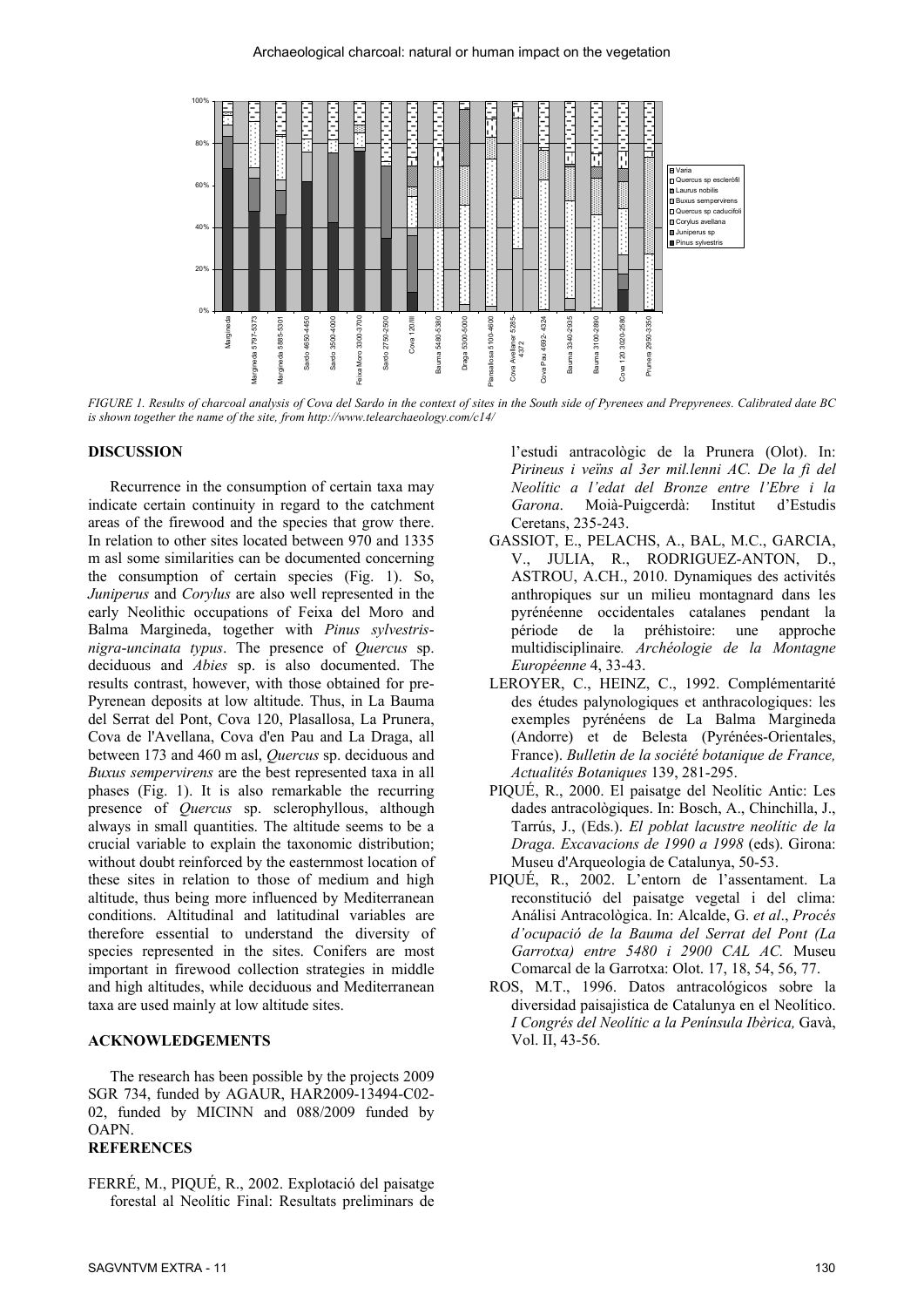100%

80%

60%

40%

20%

0%

Margineda

Margineda 5797-5373

Margineda 5865-5301

Sardo 4650-4450

Sardo 3500-4000

Feixa Moro 3300-3700

Sardo 2750-2500

Cova 120/III

Bauma 5480-5380

Draga 5300-5000

Plansallosa 5100-4600

Cova Avellaner 5285-4372

Cova Pau 4992-4324

Bauma 3340-2935

Bauma 3100-2890

Cova 120 3020-2580

Prunera 2950-3350

Varia

Quercus sp escleròfil

Laurus nobilis

Buxus sempervirens

Quercus sp caducifoli

Corylus avellana

Juniperus sp

Pinus sylvestris

*FIGURE 1. Results of charcoal analysis of Cova del Sardo in the context of sites in the South side of Pyrenees and Prepyrenees. Calibrated date BC is shown together the name of the site, from http://www.telearchaeology.com/c14/*

## DISCUSSION

Recurrence in the consumption of certain taxa may indicate certain continuity in regard to the catchment areas of the firewood and the species that grow there. In relation to other sites located between 970 and 1335 m asl some similarities can be documented concerning the consumption of certain species (Fig. 1). So, *Juniperus* and *Corylus* are also well represented in the early Neolithic occupations of Feixa del Moro and Balma Margineda, together with *Pinus sylvestris-nigra-uncinata typus*. The presence of *Quercus* sp. deciduous and *Abies* sp. is also documented. The results contrast, however, with those obtained for pre-Pyrenean deposits at low altitude. Thus, in La Bauma del Serrat del Pont, Cova 120, Plasallosa, La Prunera, Cova de l'Avellana, Cova d'en Pau and La Draga, all between 173 and 460 m asl, *Quercus* sp. deciduous and *Buxus sempervirens* are the best represented taxa in all phases (Fig. 1). It is also remarkable the recurring presence of *Quercus* sp. sclerophyllous, although always in small quantities. The altitude seems to be a crucial variable to explain the taxonomic distribution; without doubt reinforced by the easternmost location of these sites in relation to those of medium and high altitude, thus being more influenced by Mediterranean conditions. Altitudinal and latitudinal variables are therefore essential to understand the diversity of species represented in the sites. Conifers are most important in firewood collection strategies in middle and high altitudes, while deciduous and Mediterranean taxa are used mainly at low altitude sites.

## ACKNOWLEDGEMENTS

The research has been possible by the projects 2009 SGR 734, funded by AGAUR, HAR2009-13494-C02-02, funded by MICINN and 088/2009 funded by OAPN.

## REFERENCES

FERRÉ, M., PIQUÉ, R., 2002. Explotació del paisatge forestal al Neolític Final: Resultats preliminars de l'estudi antracològic de la Prunera (Olot). In: *Pirineus i veïns al 3er mil.lenni AC. De la fi del Neolític a l'edat del Bronze entre l'Ebre i la Garona*. Moià-Puigcerdà: Institut d'Estudis Ceretans, 235-243.

GASSIOT, E., PELACHS, A., BAL, M.C., GARCIA, V., JULIA, R., RODRIGUEZ-ANTON, D., ASTROU, A.CH., 2010. Dynamiques des activités anthropiques sur un milieu montagnard dans les pyrénéenne occidentales catalanes pendant la période de la préhistoire: une approche multidisciplinaire*. Archéologie de la Montagne Européenne* 4, 33-43.

LEROYER, C., HEINZ, C., 1992. Complémentarité des études palynologiques et anthracologiques: les exemples pyrénéens de La Balma Margineda (Andorre) et de Belesta (Pyrénées-Orientales, France). *Bulletin de la société botanique de France, Actualités Botaniques* 139, 281-295.

PIQUÉ, R., 2000. El paisatge del Neolític Antic: Les dades antracològiques. In: Bosch, A., Chinchilla, J., Tarrús, J., (Eds.). *El poblat lacustre neolític de la Draga. Excavacions de 1990 a 1998* (eds). Girona: Museu d'Arqueologia de Catalunya, 50-53.

PIQUÉ, R., 2002. L'entorn de l'assentament. La reconstitució del paisatge vegetal i del clima: Análisi Antracològica. In: Alcalde, G. *et al*., *Procés d'ocupació de la Bauma del Serrat del Pont (La Garrotxa) entre 5480 i 2900 CAL AC.* Museu Comarcal de la Garrotxa: Olot. 17, 18, 54, 56, 77.

ROS, M.T., 1996. Datos antracológicos sobre la diversidad paisajistica de Catalunya en el Neolítico. *I Congrés del Neolític a la Península Ibèrica,* Gavà, Vol. II, 43-56.